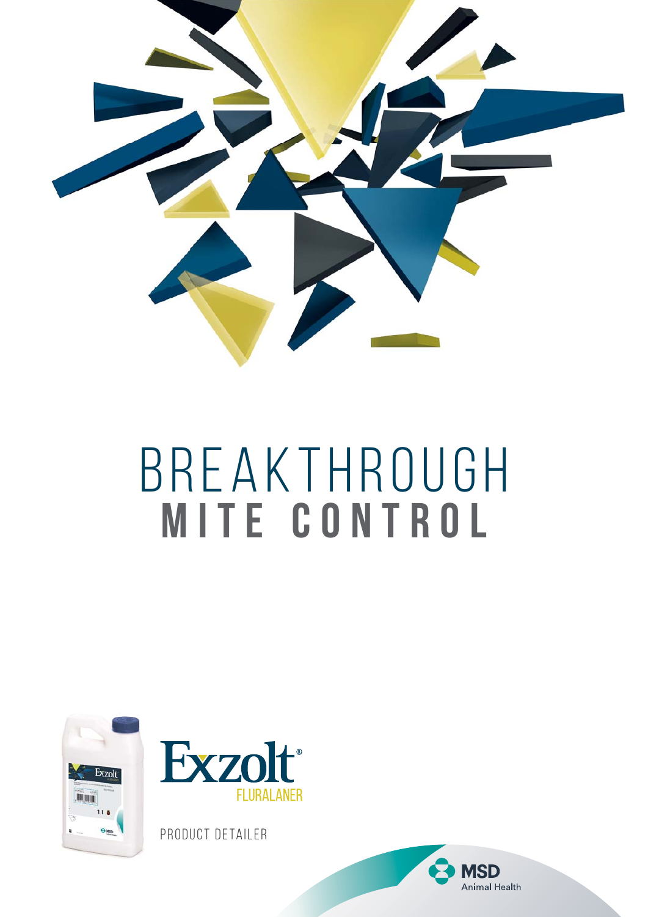# BREAKTHROUGH
# MITE CONTROL

Exzolt®

FLURALANER

PRODUCT DETAILER

MSD Animal Health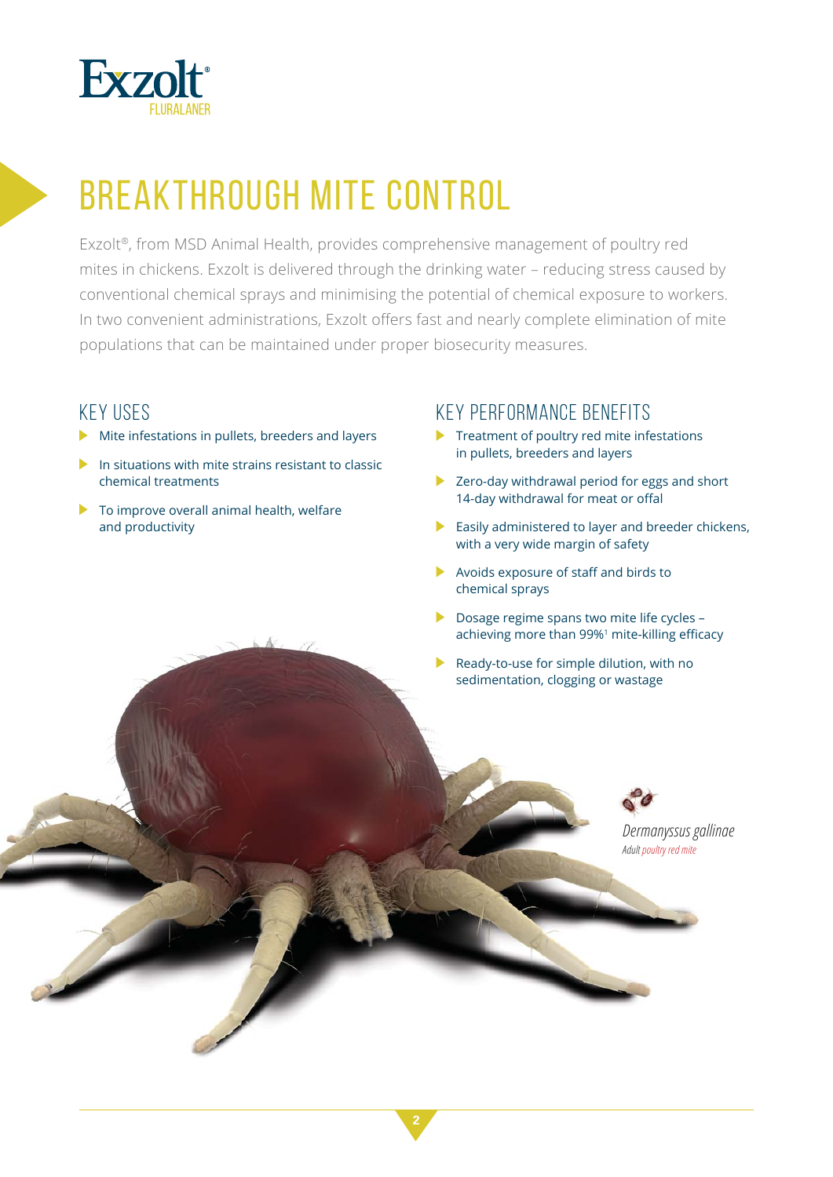# BREAKTHROUGH MITE CONTROL

Exzolt®, from MSD Animal Health, provides comprehensive management of poultry red mites in chickens. Exzolt is delivered through the drinking water – reducing stress caused by conventional chemical sprays and minimising the potential of chemical exposure to workers. In two convenient administrations, Exzolt offers fast and nearly complete elimination of mite populations that can be maintained under proper biosecurity measures.

## KEY USES

- Mite infestations in pullets, breeders and layers
- In situations with mite strains resistant to classic chemical treatments
- To improve overall animal health, welfare and productivity

## KEY PERFORMANCE BENEFITS

- Treatment of poultry red mite infestations in pullets, breeders and layers
- Zero-day withdrawal period for eggs and short 14-day withdrawal for meat or offal
- Easily administered to layer and breeder chickens, with a very wide margin of safety
- Avoids exposure of staff and birds to chemical sprays
- Dosage regime spans two mite life cycles – achieving more than 99%[1] mite-killing efficacy
- Ready-to-use for simple dilution, with no sedimentation, clogging or wastage

*Dermanyssus gallinae*
*Adult poultry red mite*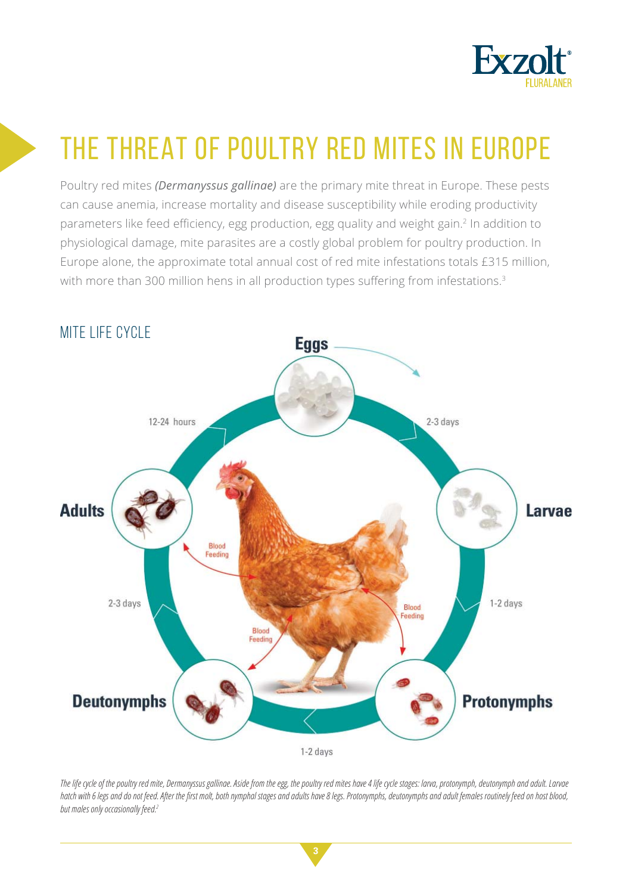# THE THREAT OF POULTRY RED MITES IN EUROPE

Poultry red mites ***(Dermanyssus gallinae)*** are the primary mite threat in Europe. These pests can cause anemia, increase mortality and disease susceptibility while eroding productivity parameters like feed efficiency, egg production, egg quality and weight gain.[2] In addition to physiological damage, mite parasites are a costly global problem for poultry production. In Europe alone, the approximate total annual cost of red mite infestations totals £315 million, with more than 300 million hens in all production types suffering from infestations.[3]

## MITE LIFE CYCLE

Eggs → (2-3 days) → Larvae → (1-2 days) → Protonymphs → (1-2 days) → Deutonymphs → (2-3 days) → Adults → (12-24 hours) → Eggs

Blood Feeding (Protonymphs, Deutonymphs, Adults)

*The life cycle of the poultry red mite, Dermanyssus gallinae. Aside from the egg, the poultry red mites have 4 life cycle stages: larva, protonymph, deutonymph and adult. Larvae hatch with 6 legs and do not feed. After the first molt, both nymphal stages and adults have 8 legs. Protonymphs, deutonymphs and adult females routinely feed on host blood, but males only occasionally feed.*[2]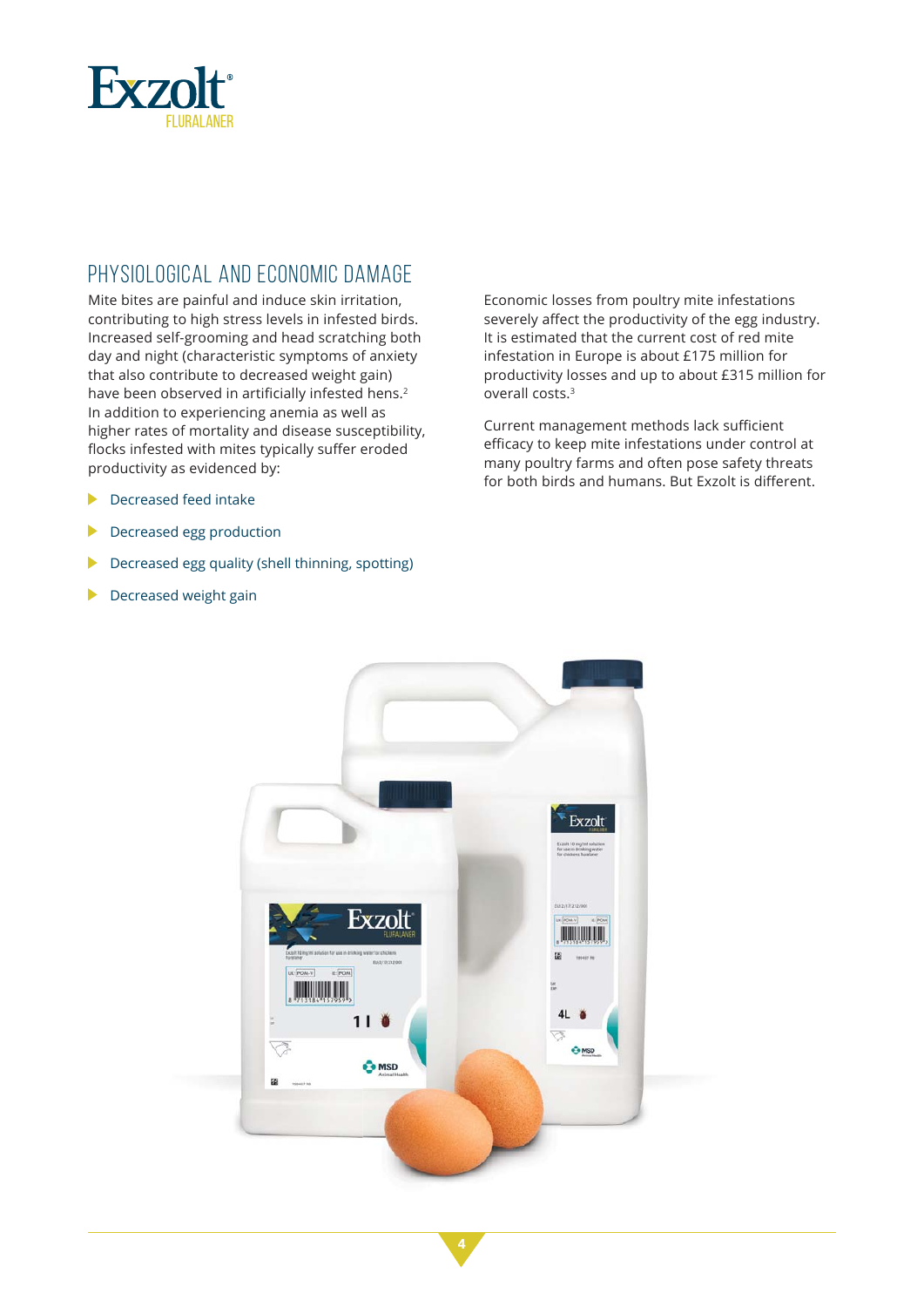## PHYSIOLOGICAL AND ECONOMIC DAMAGE

Mite bites are painful and induce skin irritation, contributing to high stress levels in infested birds. Increased self-grooming and head scratching both day and night (characteristic symptoms of anxiety that also contribute to decreased weight gain) have been observed in artificially infested hens.[2] In addition to experiencing anemia as well as higher rates of mortality and disease susceptibility, flocks infested with mites typically suffer eroded productivity as evidenced by:

- Decreased feed intake
- Decreased egg production
- Decreased egg quality (shell thinning, spotting)
- Decreased weight gain

Economic losses from poultry mite infestations severely affect the productivity of the egg industry. It is estimated that the current cost of red mite infestation in Europe is about £175 million for productivity losses and up to about £315 million for overall costs.[3]

Current management methods lack sufficient efficacy to keep mite infestations under control at many poultry farms and often pose safety threats for both birds and humans. But Exzolt is different.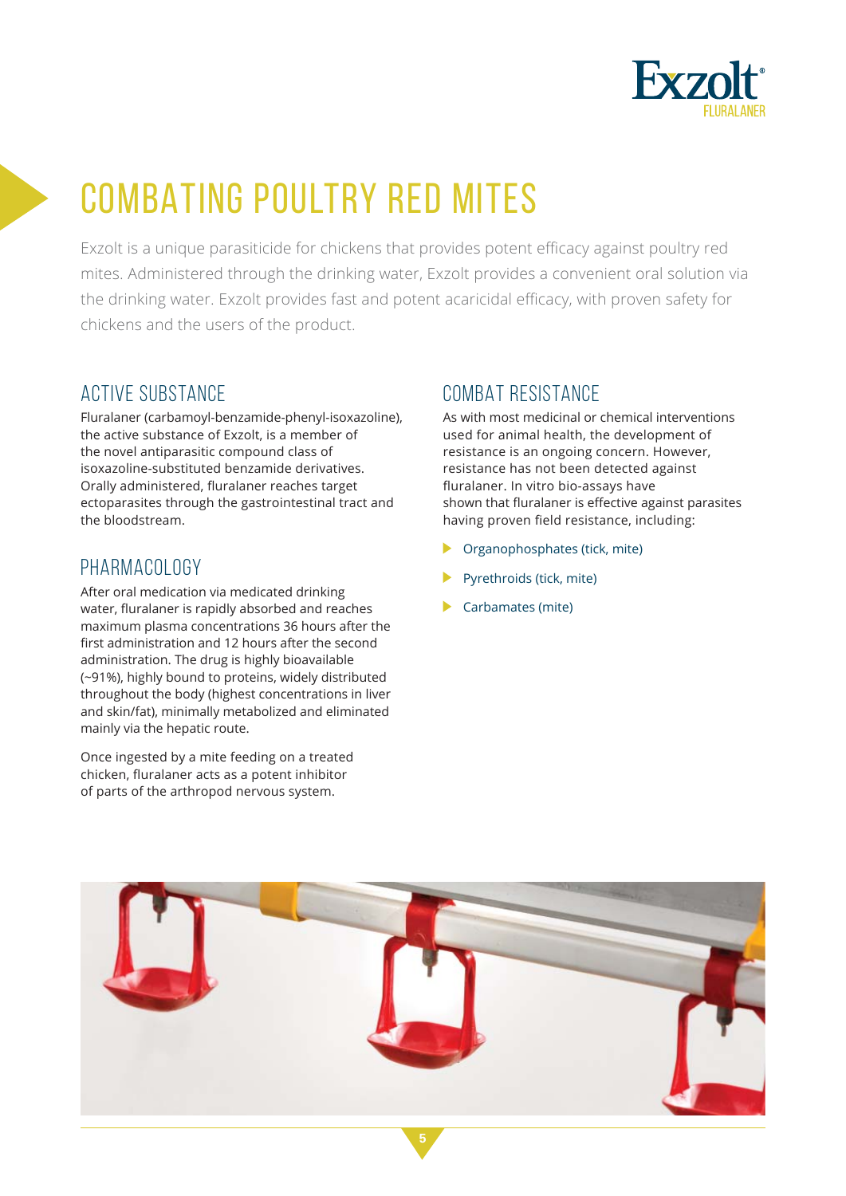# COMBATING POULTRY RED MITES

Exzolt is a unique parasiticide for chickens that provides potent efficacy against poultry red mites. Administered through the drinking water, Exzolt provides a convenient oral solution via the drinking water. Exzolt provides fast and potent acaricidal efficacy, with proven safety for chickens and the users of the product.

## ACTIVE SUBSTANCE

Fluralaner (carbamoyl-benzamide-phenyl-isoxazoline), the active substance of Exzolt, is a member of the novel antiparasitic compound class of isoxazoline-substituted benzamide derivatives. Orally administered, fluralaner reaches target ectoparasites through the gastrointestinal tract and the bloodstream.

## PHARMACOLOGY

After oral medication via medicated drinking water, fluralaner is rapidly absorbed and reaches maximum plasma concentrations 36 hours after the first administration and 12 hours after the second administration. The drug is highly bioavailable (~91%), highly bound to proteins, widely distributed throughout the body (highest concentrations in liver and skin/fat), minimally metabolized and eliminated mainly via the hepatic route.

Once ingested by a mite feeding on a treated chicken, fluralaner acts as a potent inhibitor of parts of the arthropod nervous system.

## COMBAT RESISTANCE

As with most medicinal or chemical interventions used for animal health, the development of resistance is an ongoing concern. However, resistance has not been detected against fluralaner. In vitro bio-assays have shown that fluralaner is effective against parasites having proven field resistance, including:

- Organophosphates (tick, mite)
- Pyrethroids (tick, mite)
- Carbamates (mite)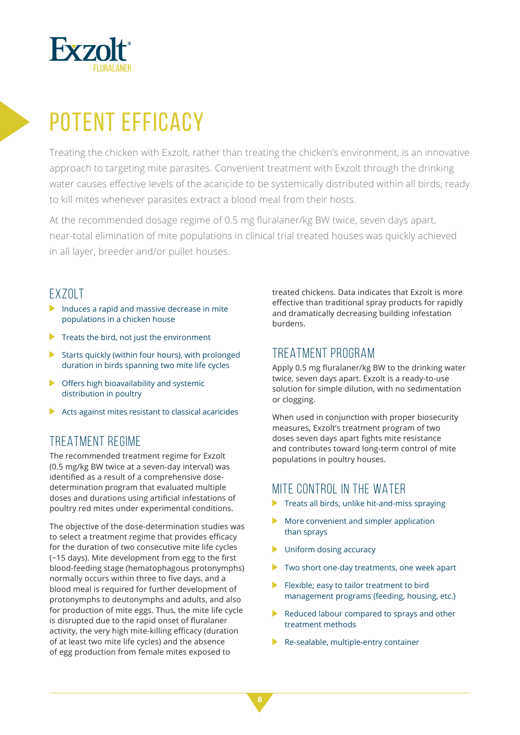# POTENT EFFICACY

Treating the chicken with Exzolt, rather than treating the chicken's environment, is an innovative approach to targeting mite parasites. Convenient treatment with Exzolt through the drinking water causes effective levels of the acaricide to be systemically distributed within all birds, ready to kill mites whenever parasites extract a blood meal from their hosts.

At the recommended dosage regime of 0.5 mg fluralaner/kg BW twice, seven days apart, near-total elimination of mite populations in clinical trial treated houses was quickly achieved in all layer, breeder and/or pullet houses.

## EXZOLT

- Induces a rapid and massive decrease in mite populations in a chicken house
- Treats the bird, not just the environment
- Starts quickly (within four hours), with prolonged duration in birds spanning two mite life cycles
- Offers high bioavailability and systemic distribution in poultry
- Acts against mites resistant to classical acaricides

## TREATMENT REGIME

The recommended treatment regime for Exzolt (0.5 mg/kg BW twice at a seven-day interval) was identified as a result of a comprehensive dose-determination program that evaluated multiple doses and durations using artificial infestations of poultry red mites under experimental conditions.

The objective of the dose-determination studies was to select a treatment regime that provides efficacy for the duration of two consecutive mite life cycles (~15 days). Mite development from egg to the first blood-feeding stage (hematophagous protonymphs) normally occurs within three to five days, and a blood meal is required for further development of protonymphs to deutonymphs and adults, and also for production of mite eggs. Thus, the mite life cycle is disrupted due to the rapid onset of fluralaner activity, the very high mite-killing efficacy (duration of at least two mite life cycles) and the absence of egg production from female mites exposed to treated chickens. Data indicates that Exzolt is more effective than traditional spray products for rapidly and dramatically decreasing building infestation burdens.

## TREATMENT PROGRAM

Apply 0.5 mg fluralaner/kg BW to the drinking water twice, seven days apart. Exzolt is a ready-to-use solution for simple dilution, with no sedimentation or clogging.

When used in conjunction with proper biosecurity measures, Exzolt's treatment program of two doses seven days apart fights mite resistance and contributes toward long-term control of mite populations in poultry houses.

## MITE CONTROL IN THE WATER

- Treats all birds, unlike hit-and-miss spraying
- More convenient and simpler application than sprays
- Uniform dosing accuracy
- Two short one-day treatments, one week apart
- Flexible; easy to tailor treatment to bird management programs (feeding, housing, etc.)
- Reduced labour compared to sprays and other treatment methods
- Re-sealable, multiple-entry container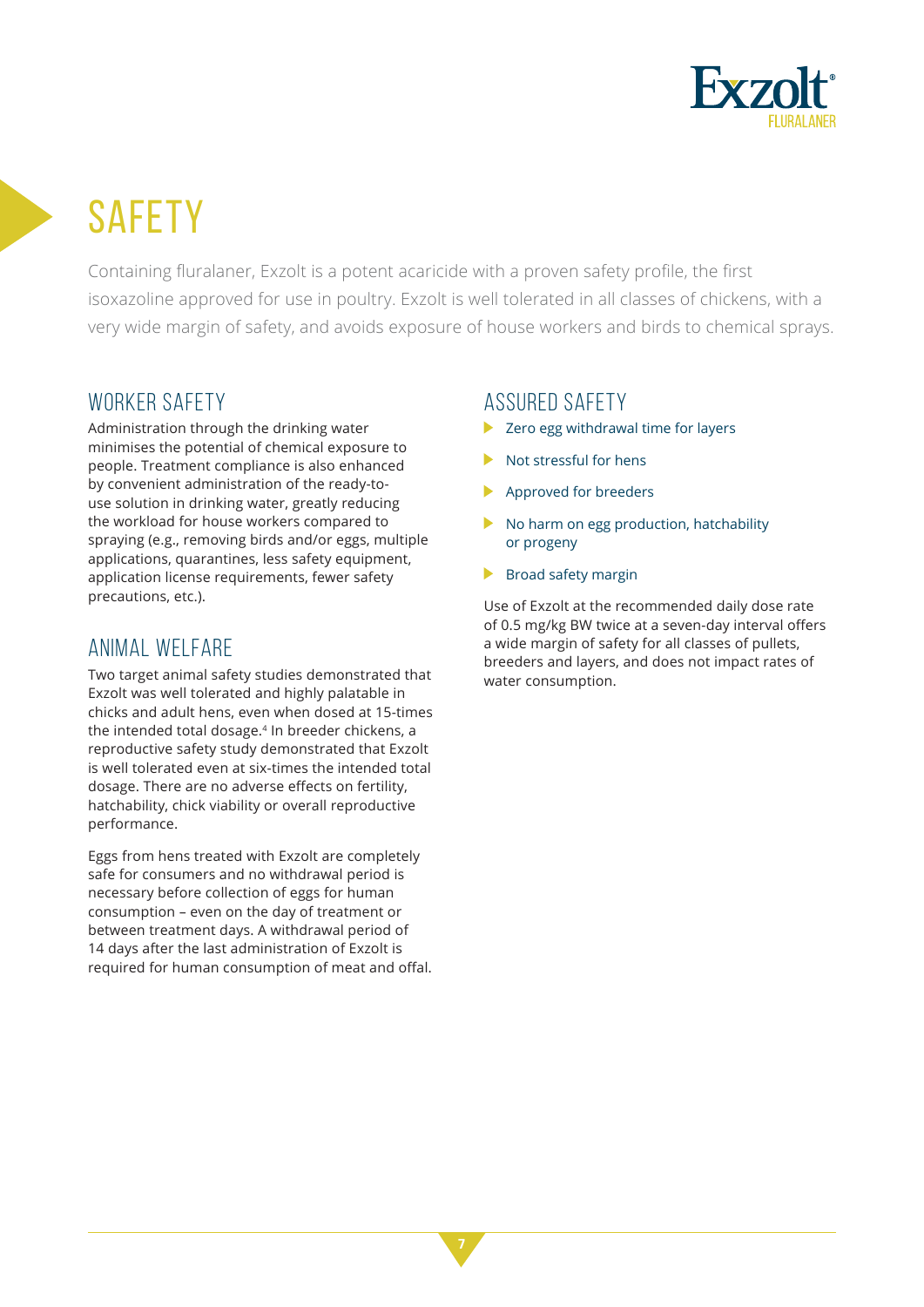# SAFETY

Containing fluralaner, Exzolt is a potent acaricide with a proven safety profile, the first isoxazoline approved for use in poultry. Exzolt is well tolerated in all classes of chickens, with a very wide margin of safety, and avoids exposure of house workers and birds to chemical sprays.

## WORKER SAFETY

Administration through the drinking water minimises the potential of chemical exposure to people. Treatment compliance is also enhanced by convenient administration of the ready-to-use solution in drinking water, greatly reducing the workload for house workers compared to spraying (e.g., removing birds and/or eggs, multiple applications, quarantines, less safety equipment, application license requirements, fewer safety precautions, etc.).

## ANIMAL WELFARE

Two target animal safety studies demonstrated that Exzolt was well tolerated and highly palatable in chicks and adult hens, even when dosed at 15-times the intended total dosage.[4] In breeder chickens, a reproductive safety study demonstrated that Exzolt is well tolerated even at six-times the intended total dosage. There are no adverse effects on fertility, hatchability, chick viability or overall reproductive performance.

Eggs from hens treated with Exzolt are completely safe for consumers and no withdrawal period is necessary before collection of eggs for human consumption – even on the day of treatment or between treatment days. A withdrawal period of 14 days after the last administration of Exzolt is required for human consumption of meat and offal.

## ASSURED SAFETY

- Zero egg withdrawal time for layers
- Not stressful for hens
- Approved for breeders
- No harm on egg production, hatchability or progeny
- Broad safety margin

Use of Exzolt at the recommended daily dose rate of 0.5 mg/kg BW twice at a seven-day interval offers a wide margin of safety for all classes of pullets, breeders and layers, and does not impact rates of water consumption.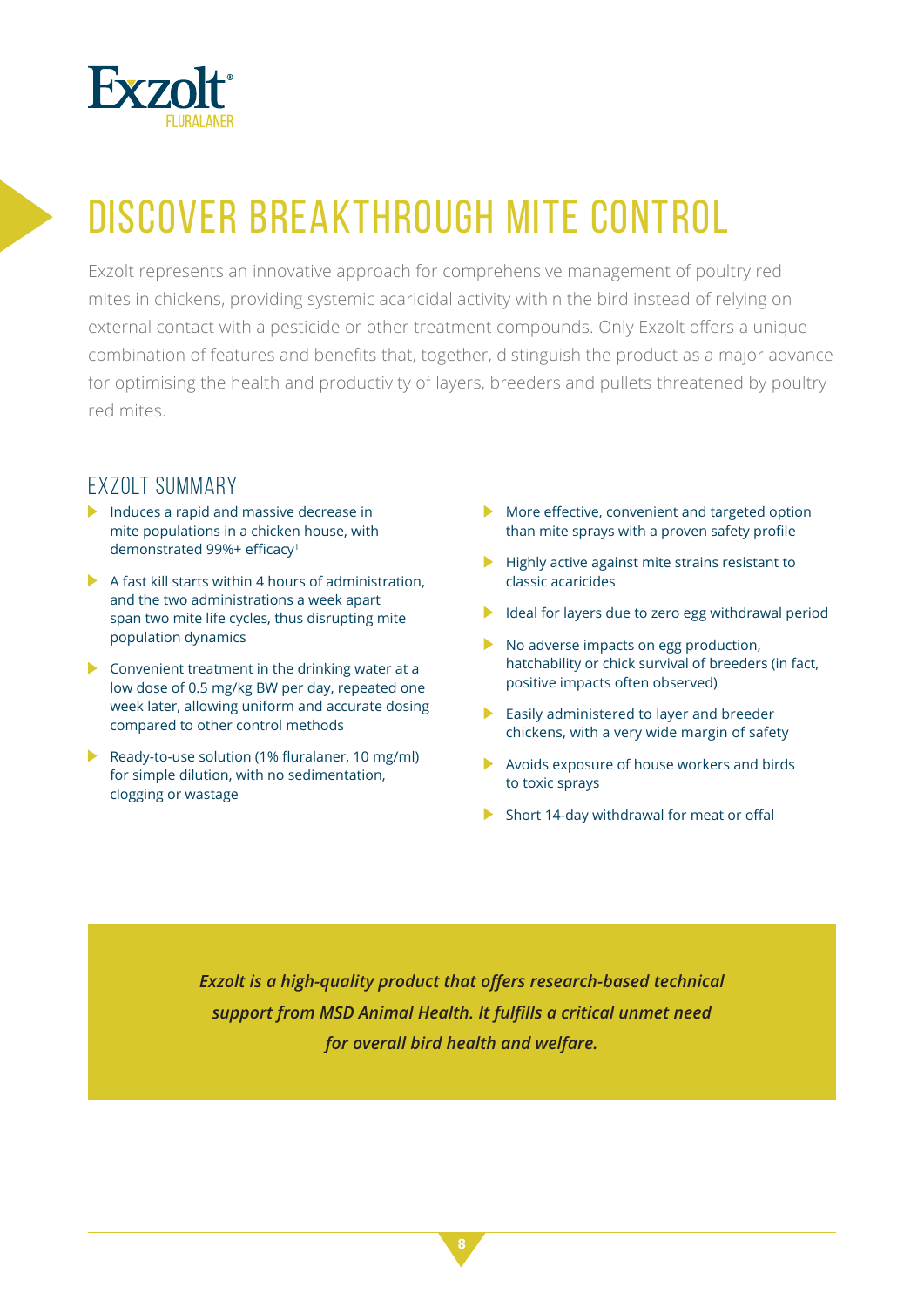Exzolt®
FLURALANER

# DISCOVER BREAKTHROUGH MITE CONTROL

Exzolt represents an innovative approach for comprehensive management of poultry red mites in chickens, providing systemic acaricidal activity within the bird instead of relying on external contact with a pesticide or other treatment compounds. Only Exzolt offers a unique combination of features and benefits that, together, distinguish the product as a major advance for optimising the health and productivity of layers, breeders and pullets threatened by poultry red mites.

## EXZOLT SUMMARY

- Induces a rapid and massive decrease in mite populations in a chicken house, with demonstrated 99%+ efficacy[1]
- A fast kill starts within 4 hours of administration, and the two administrations a week apart span two mite life cycles, thus disrupting mite population dynamics
- Convenient treatment in the drinking water at a low dose of 0.5 mg/kg BW per day, repeated one week later, allowing uniform and accurate dosing compared to other control methods
- Ready-to-use solution (1% fluralaner, 10 mg/ml) for simple dilution, with no sedimentation, clogging or wastage
- More effective, convenient and targeted option than mite sprays with a proven safety profile
- Highly active against mite strains resistant to classic acaricides
- Ideal for layers due to zero egg withdrawal period
- No adverse impacts on egg production, hatchability or chick survival of breeders (in fact, positive impacts often observed)
- Easily administered to layer and breeder chickens, with a very wide margin of safety
- Avoids exposure of house workers and birds to toxic sprays
- Short 14-day withdrawal for meat or offal

***Exzolt is a high-quality product that offers research-based technical support from MSD Animal Health. It fulfills a critical unmet need for overall bird health and welfare.***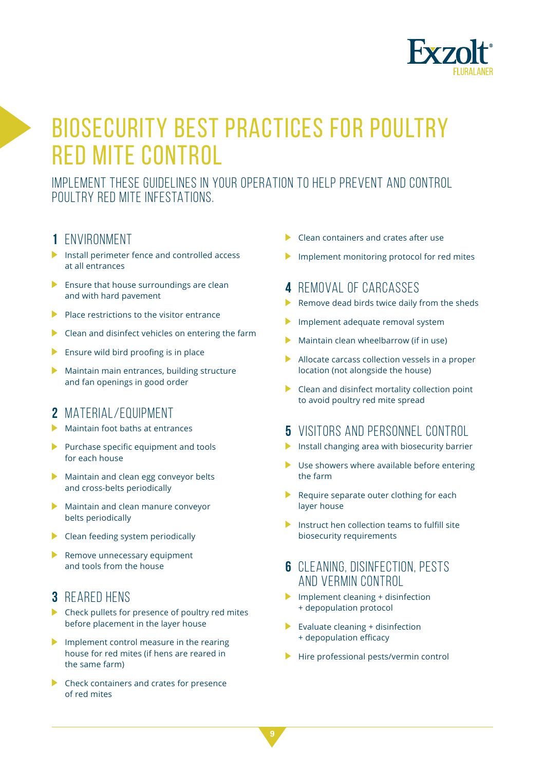# BIOSECURITY BEST PRACTICES FOR POULTRY RED MITE CONTROL

IMPLEMENT THESE GUIDELINES IN YOUR OPERATION TO HELP PREVENT AND CONTROL POULTRY RED MITE INFESTATIONS.

## 1 ENVIRONMENT

- Install perimeter fence and controlled access at all entrances
- Ensure that house surroundings are clean and with hard pavement
- Place restrictions to the visitor entrance
- Clean and disinfect vehicles on entering the farm
- Ensure wild bird proofing is in place
- Maintain main entrances, building structure and fan openings in good order

## 2 MATERIAL/EQUIPMENT

- Maintain foot baths at entrances
- Purchase specific equipment and tools for each house
- Maintain and clean egg conveyor belts and cross-belts periodically
- Maintain and clean manure conveyor belts periodically
- Clean feeding system periodically
- Remove unnecessary equipment and tools from the house

## 3 REARED HENS

- Check pullets for presence of poultry red mites before placement in the layer house
- Implement control measure in the rearing house for red mites (if hens are reared in the same farm)
- Check containers and crates for presence of red mites
- Clean containers and crates after use
- Implement monitoring protocol for red mites

## 4 REMOVAL OF CARCASSES

- Remove dead birds twice daily from the sheds
- Implement adequate removal system
- Maintain clean wheelbarrow (if in use)
- Allocate carcass collection vessels in a proper location (not alongside the house)
- Clean and disinfect mortality collection point to avoid poultry red mite spread

## 5 VISITORS AND PERSONNEL CONTROL

- Install changing area with biosecurity barrier
- Use showers where available before entering the farm
- Require separate outer clothing for each layer house
- Instruct hen collection teams to fulfill site biosecurity requirements

## 6 CLEANING, DISINFECTION, PESTS AND VERMIN CONTROL

- Implement cleaning + disinfection + depopulation protocol
- Evaluate cleaning + disinfection + depopulation efficacy
- Hire professional pests/vermin control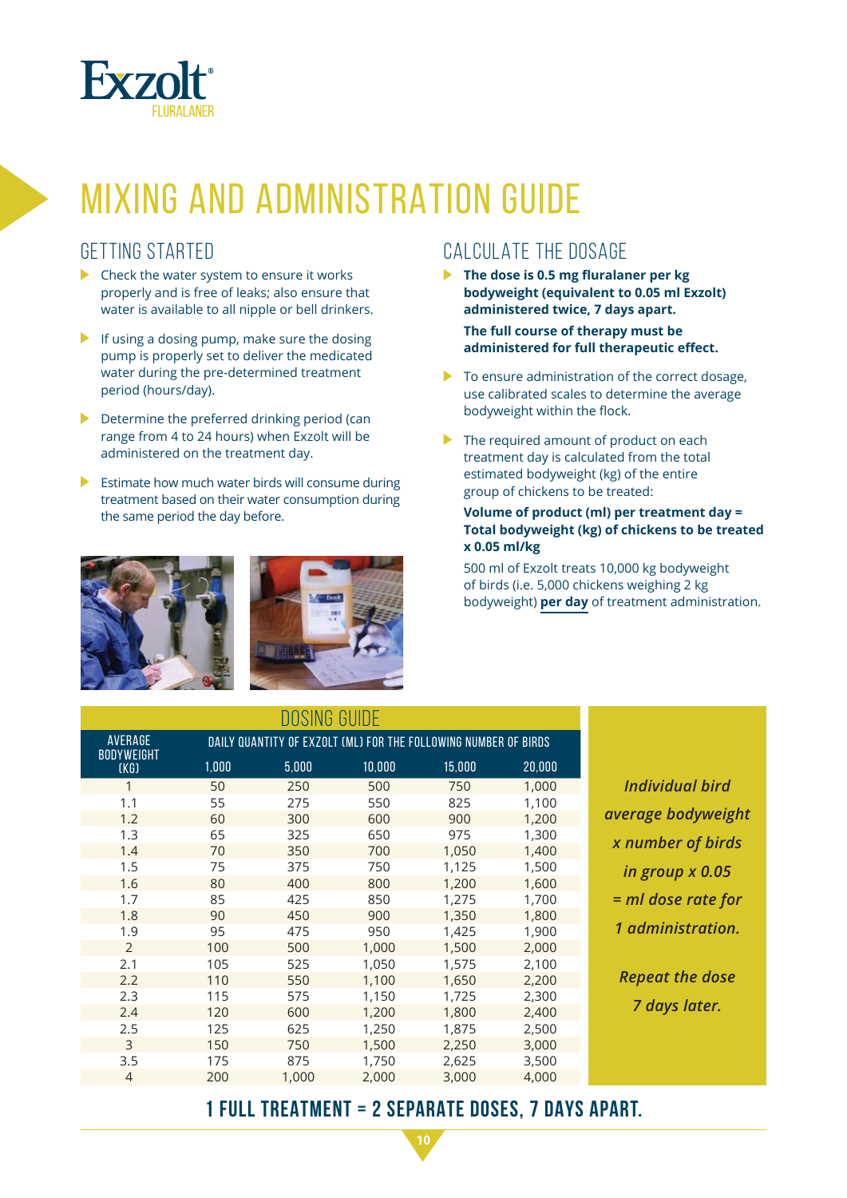# MIXING AND ADMINISTRATION GUIDE

## GETTING STARTED

- Check the water system to ensure it works properly and is free of leaks; also ensure that water is available to all nipple or bell drinkers.
- If using a dosing pump, make sure the dosing pump is properly set to deliver the medicated water during the pre-determined treatment period (hours/day).
- Determine the preferred drinking period (can range from 4 to 24 hours) when Exzolt will be administered on the treatment day.
- Estimate how much water birds will consume during treatment based on their water consumption during the same period the day before.

## CALCULATE THE DOSAGE

- **The dose is 0.5 mg fluralaner per kg bodyweight (equivalent to 0.05 ml Exzolt) administered twice, 7 days apart.**

  **The full course of therapy must be administered for full therapeutic effect.**

- To ensure administration of the correct dosage, use calibrated scales to determine the average bodyweight within the flock.
- The required amount of product on each treatment day is calculated from the total estimated bodyweight (kg) of the entire group of chickens to be treated:

  **Volume of product (ml) per treatment day = Total bodyweight (kg) of chickens to be treated x 0.05 ml/kg**

  500 ml of Exzolt treats 10,000 kg bodyweight of birds (i.e. 5,000 chickens weighing 2 kg bodyweight) **per day** of treatment administration.

## DOSING GUIDE

| AVERAGE BODYWEIGHT (KG) | DAILY QUANTITY OF EXZOLT (ML) FOR THE FOLLOWING NUMBER OF BIRDS | | | | |
|---|---|---|---|---|---|
| | 1,000 | 5,000 | 10,000 | 15,000 | 20,000 |
| 1 | 50 | 250 | 500 | 750 | 1,000 |
| 1.1 | 55 | 275 | 550 | 825 | 1,100 |
| 1.2 | 60 | 300 | 600 | 900 | 1,200 |
| 1.3 | 65 | 325 | 650 | 975 | 1,300 |
| 1.4 | 70 | 350 | 700 | 1,050 | 1,400 |
| 1.5 | 75 | 375 | 750 | 1,125 | 1,500 |
| 1.6 | 80 | 400 | 800 | 1,200 | 1,600 |
| 1.7 | 85 | 425 | 850 | 1,275 | 1,700 |
| 1.8 | 90 | 450 | 900 | 1,350 | 1,800 |
| 1.9 | 95 | 475 | 950 | 1,425 | 1,900 |
| 2 | 100 | 500 | 1,000 | 1,500 | 2,000 |
| 2.1 | 105 | 525 | 1,050 | 1,575 | 2,100 |
| 2.2 | 110 | 550 | 1,100 | 1,650 | 2,200 |
| 2.3 | 115 | 575 | 1,150 | 1,725 | 2,300 |
| 2.4 | 120 | 600 | 1,200 | 1,800 | 2,400 |
| 2.5 | 125 | 625 | 1,250 | 1,875 | 2,500 |
| 3 | 150 | 750 | 1,500 | 2,250 | 3,000 |
| 3.5 | 175 | 875 | 1,750 | 2,625 | 3,500 |
| 4 | 200 | 1,000 | 2,000 | 3,000 | 4,000 |

***Individual bird average bodyweight x number of birds in group x 0.05 = ml dose rate for 1 administration.***

***Repeat the dose 7 days later.***

**1 FULL TREATMENT = 2 SEPARATE DOSES, 7 DAYS APART.**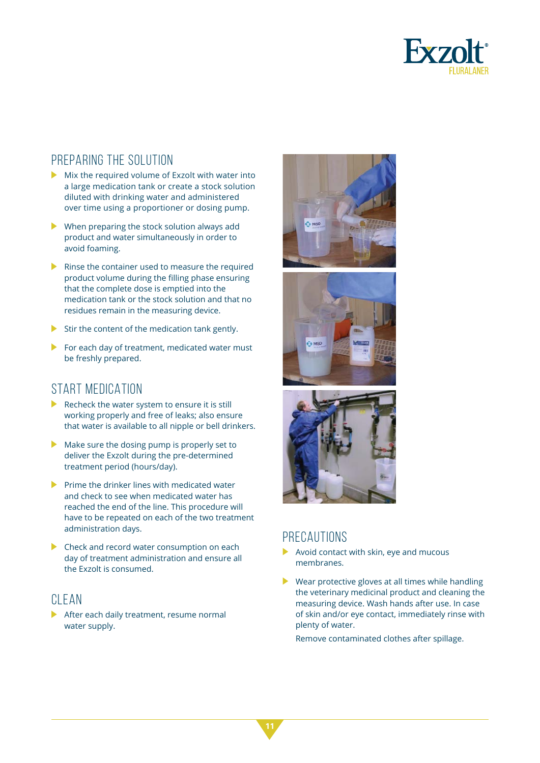## PREPARING THE SOLUTION

- Mix the required volume of Exzolt with water into a large medication tank or create a stock solution diluted with drinking water and administered over time using a proportioner or dosing pump.
- When preparing the stock solution always add product and water simultaneously in order to avoid foaming.
- Rinse the container used to measure the required product volume during the filling phase ensuring that the complete dose is emptied into the medication tank or the stock solution and that no residues remain in the measuring device.
- Stir the content of the medication tank gently.
- For each day of treatment, medicated water must be freshly prepared.

## START MEDICATION

- Recheck the water system to ensure it is still working properly and free of leaks; also ensure that water is available to all nipple or bell drinkers.
- Make sure the dosing pump is properly set to deliver the Exzolt during the pre-determined treatment period (hours/day).
- Prime the drinker lines with medicated water and check to see when medicated water has reached the end of the line. This procedure will have to be repeated on each of the two treatment administration days.
- Check and record water consumption on each day of treatment administration and ensure all the Exzolt is consumed.

## CLEAN

- After each daily treatment, resume normal water supply.

## PRECAUTIONS

- Avoid contact with skin, eye and mucous membranes.
- Wear protective gloves at all times while handling the veterinary medicinal product and cleaning the measuring device. Wash hands after use. In case of skin and/or eye contact, immediately rinse with plenty of water.

  Remove contaminated clothes after spillage.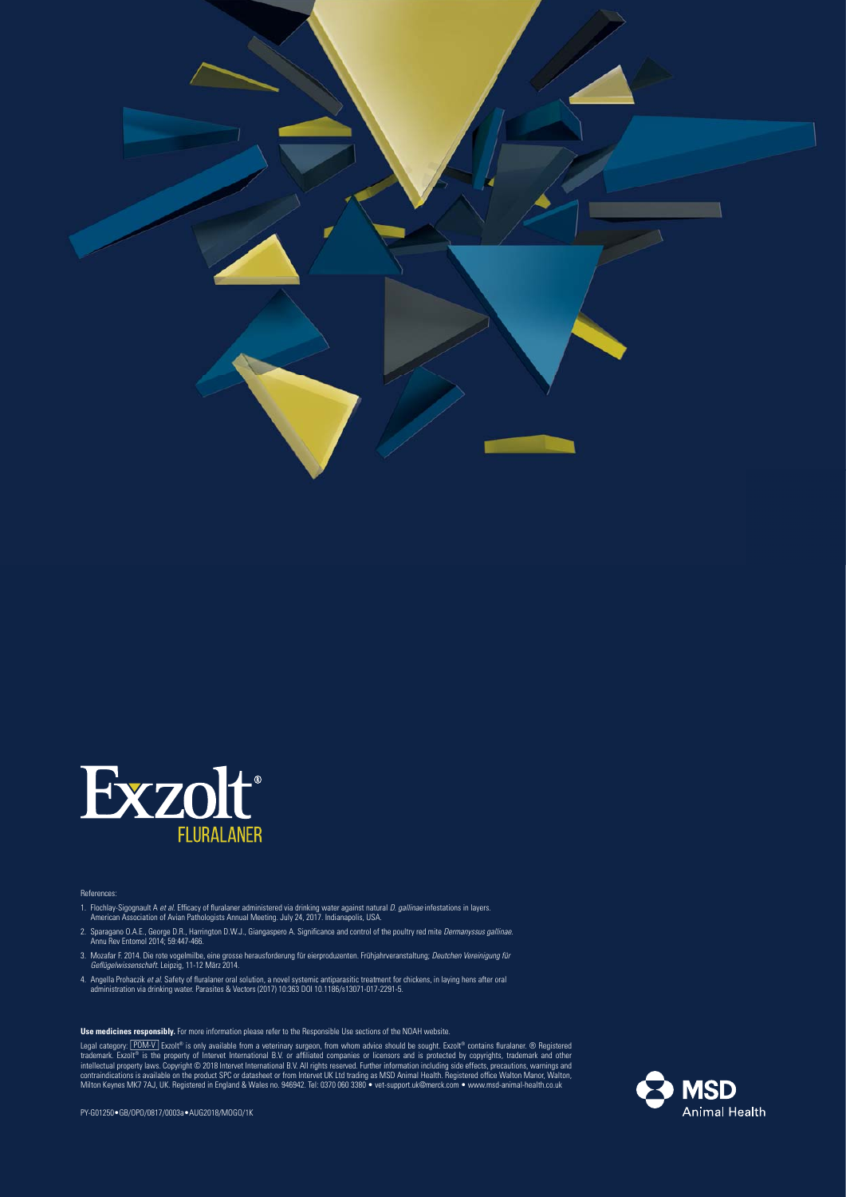Exzolt®
FLURALANER

References:

1. Flochlay-Sigognault A *et al.* Efficacy of fluralaner administered via drinking water against natural *D. gallinae* infestations in layers. American Association of Avian Pathologists Annual Meeting. July 24, 2017. Indianapolis, USA.
2. Sparagano O.A.E., George D.R., Harrington D.W.J., Giangaspero A. Significance and control of the poultry red mite *Dermanyssus gallinae*. Annu Rev Entomol 2014; 59:447-466.
3. Mozafar F. 2014. Die rote vogelmilbe, eine grosse herausforderung für eierproduzenten. Frühjahrveranstaltung; *Deutchen Vereinigung für Geflügelwissenschaft*. Leipzig, 11-12 März 2014.
4. Angella Prohaczik *et al.* Safety of fluralaner oral solution, a novel systemic antiparasitic treatment for chickens, in laying hens after oral administration via drinking water. Parasites & Vectors (2017) 10:363 DOI 10.1186/s13071-017-2291-5.

**Use medicines responsibly.** For more information please refer to the Responsible Use sections of the NOAH website.

Legal category: POM-V Exzolt® is only available from a veterinary surgeon, from whom advice should be sought. Exzolt® contains fluralaner. ® Registered trademark. Exzolt® is the property of Intervet International B.V. or affiliated companies or licensors and is protected by copyrights, trademark and other intellectual property laws. Copyright © 2018 Intervet International B.V. All rights reserved. Further information including side effects, precautions, warnings and contraindications is available on the product SPC or datasheet or from Intervet UK Ltd trading as MSD Animal Health. Registered office Walton Manor, Walton, Milton Keynes MK7 7AJ, UK. Registered in England & Wales no. 946942. Tel: 0370 060 3380 • vet-support.uk@merck.com • www.msd-animal-health.co.uk

PY-G01250•GB/OPO/0817/0003a•AUG2018/MOGO/1K

MSD Animal Health